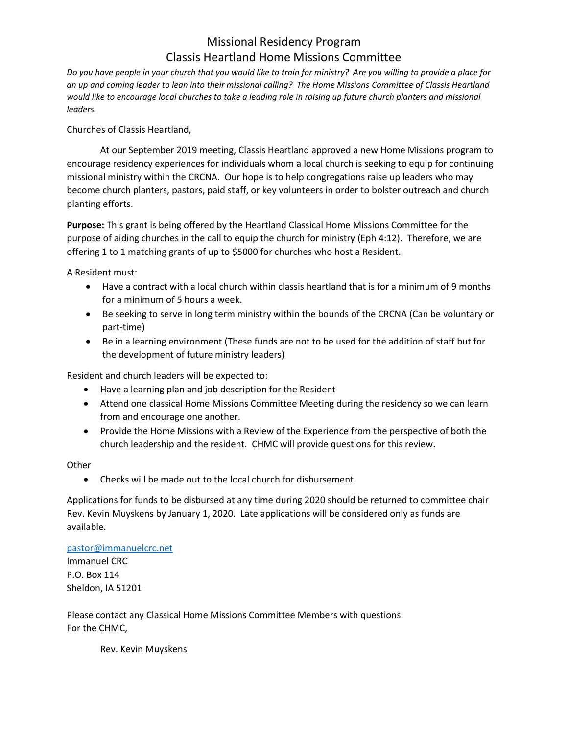# Missional Residency Program

## Classis Heartland Home Missions Committee

*Do you have people in your church that you would like to train for ministry? Are you willing to provide a place for an up and coming leader to lean into their missional calling? The Home Missions Committee of Classis Heartland would like to encourage local churches to take a leading role in raising up future church planters and missional leaders.*

Churches of Classis Heartland,

At our September 2019 meeting, Classis Heartland approved a new Home Missions program to encourage residency experiences for individuals whom a local church is seeking to equip for continuing missional ministry within the CRCNA. Our hope is to help congregations raise up leaders who may become church planters, pastors, paid staff, or key volunteers in order to bolster outreach and church planting efforts.

**Purpose:** This grant is being offered by the Heartland Classical Home Missions Committee for the purpose of aiding churches in the call to equip the church for ministry (Eph 4:12). Therefore, we are offering 1 to 1 matching grants of up to $5000 for churches who host a Resident.

A Resident must:

- Have a contract with a local church within classis heartland that is for a minimum of 9 months for a minimum of 5 hours a week.
- Be seeking to serve in long term ministry within the bounds of the CRCNA (Can be voluntary or part-time)
- Be in a learning environment (These funds are not to be used for the addition of staff but for the development of future ministry leaders)

Resident and church leaders will be expected to:

- Have a learning plan and job description for the Resident
- Attend one classical Home Missions Committee Meeting during the residency so we can learn from and encourage one another.
- Provide the Home Missions with a Review of the Experience from the perspective of both the church leadership and the resident. CHMC will provide questions for this review.

Other

- Checks will be made out to the local church for disbursement.

Applications for funds to be disbursed at any time during 2020 should be returned to committee chair Rev. Kevin Muyskens by January 1, 2020. Late applications will be considered only as funds are available.

pastor@immanuelcrc.net
Immanuel CRC
P.O. Box 114
Sheldon, IA 51201

Please contact any Classical Home Missions Committee Members with questions.
For the CHMC,

Rev. Kevin Muyskens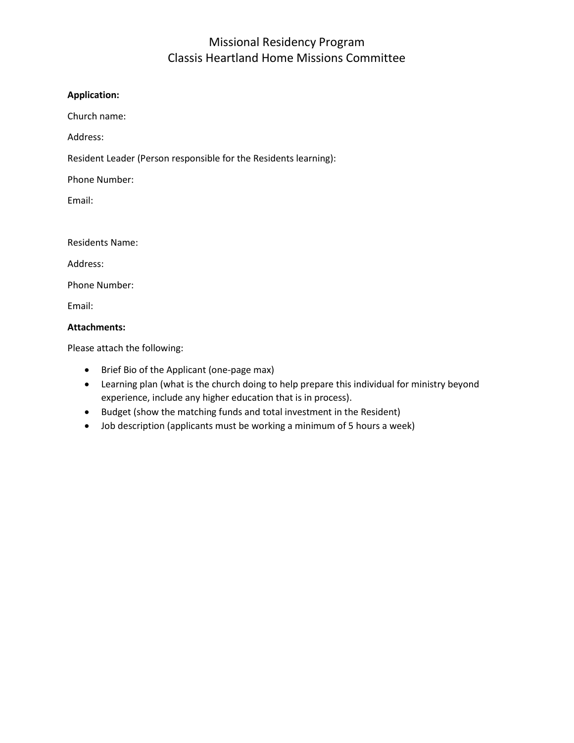# Missional Residency Program
# Classis Heartland Home Missions Committee

**Application:**

Church name:

Address:

Resident Leader (Person responsible for the Residents learning):

Phone Number:

Email:

Residents Name:

Address:

Phone Number:

Email:

**Attachments:**

Please attach the following:

- Brief Bio of the Applicant (one-page max)
- Learning plan (what is the church doing to help prepare this individual for ministry beyond experience, include any higher education that is in process).
- Budget (show the matching funds and total investment in the Resident)
- Job description (applicants must be working a minimum of 5 hours a week)